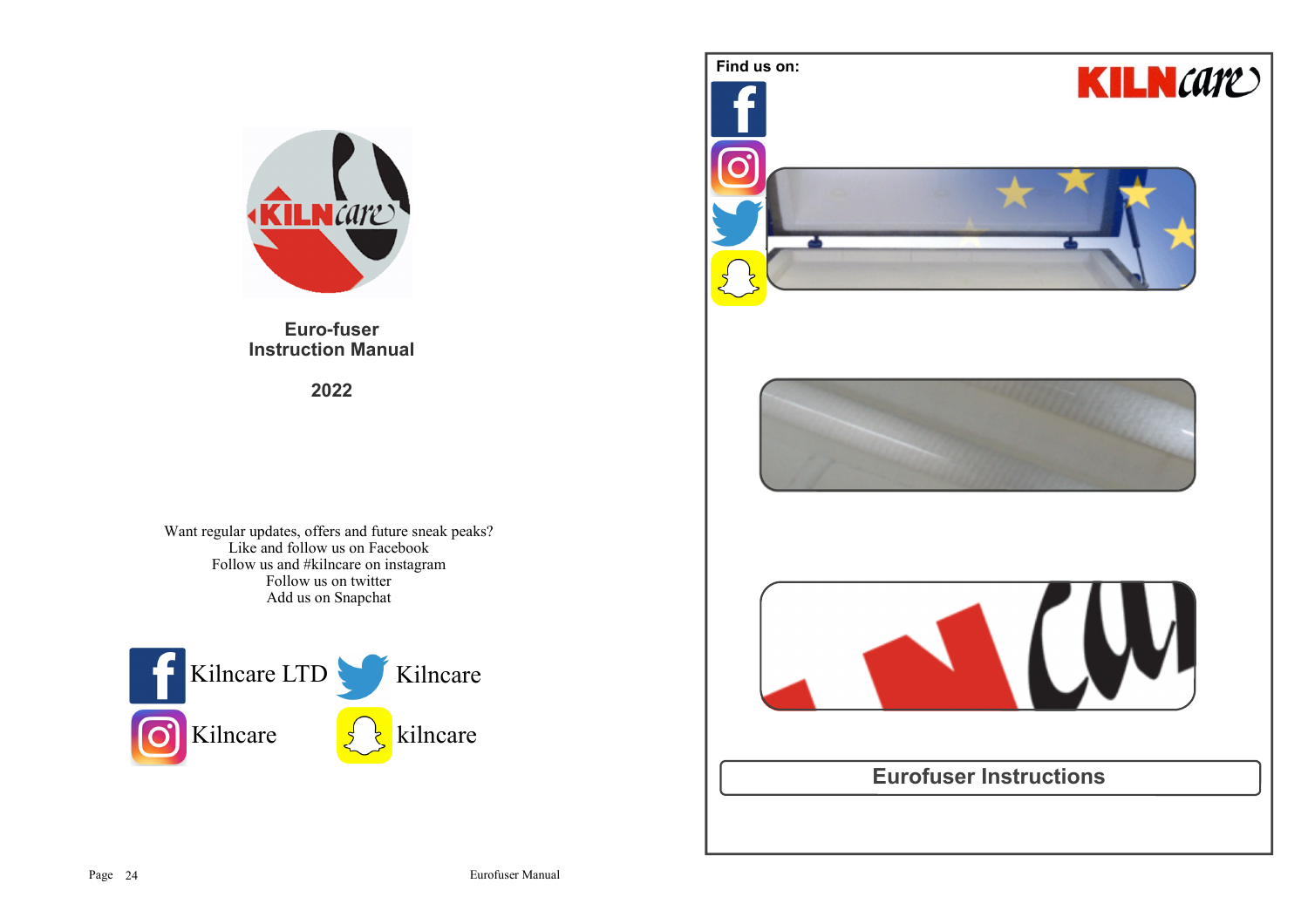# Euro-fuser Instruction Manual

**2022**

Want regular updates, offers and future sneak peaks?
Like and follow us on Facebook
Follow us and #kilncare on instagram
Follow us on twitter
Add us on Snapchat

Kilncare LTD
Kilncare
Kilncare
kilncare

Find us on:

## Eurofuser Instructions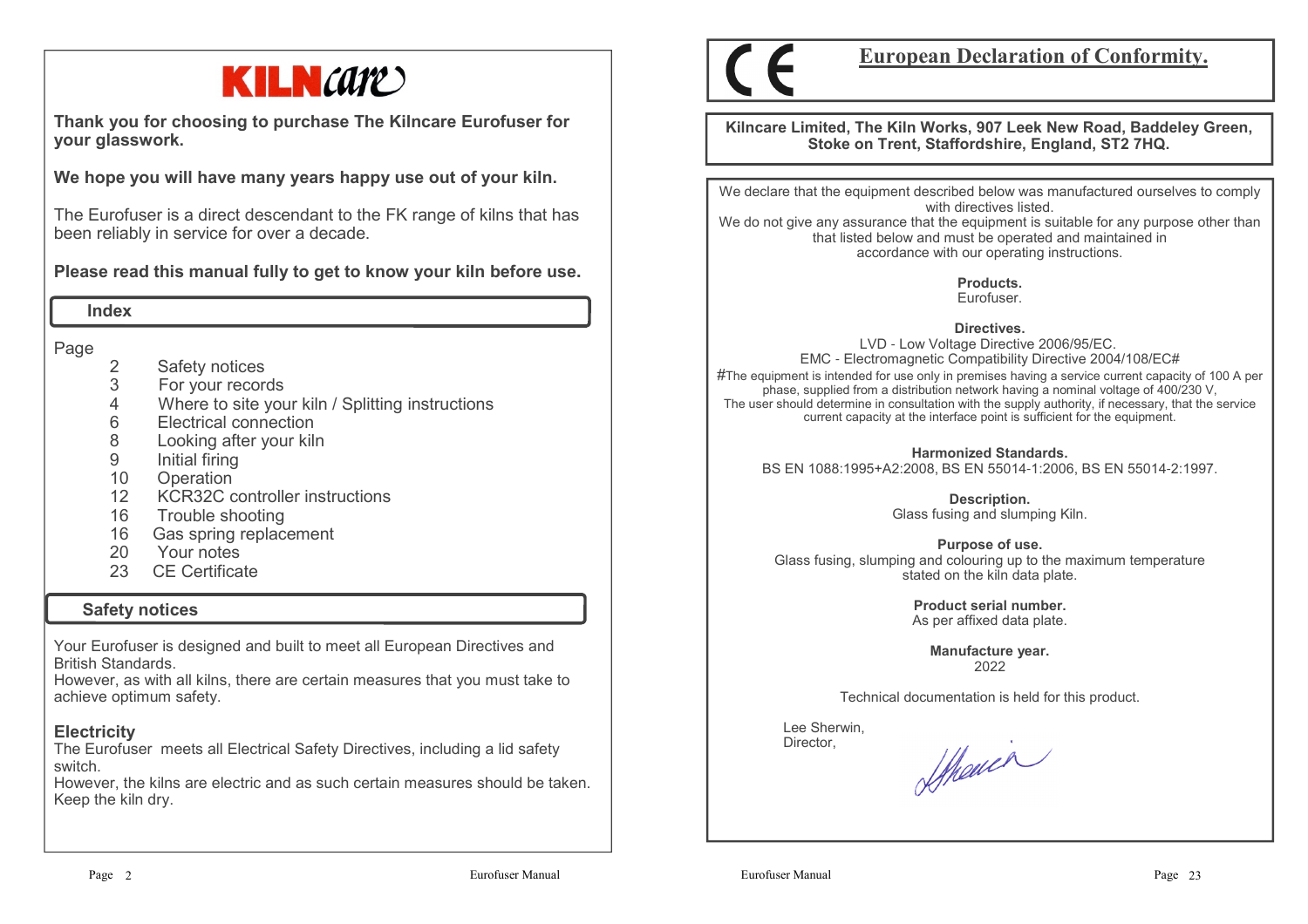# KILNcare

**Thank you for choosing to purchase The Kilncare Eurofuser for your glasswork.**

**We hope you will have many years happy use out of your kiln.**

The Eurofuser is a direct descendant to the FK range of kilns that has been reliably in service for over a decade.

**Please read this manual fully to get to know your kiln before use.**

## Index

| Page | |
|---|---|
| 2 | Safety notices |
| 3 | For your records |
| 4 | Where to site your kiln / Splitting instructions |
| 6 | Electrical connection |
| 8 | Looking after your kiln |
| 9 | Initial firing |
| 10 | Operation |
| 12 | KCR32C controller instructions |
| 16 | Trouble shooting |
| 16 | Gas spring replacement |
| 20 | Your notes |
| 23 | CE Certificate |

## Safety notices

Your Eurofuser is designed and built to meet all European Directives and British Standards.
However, as with all kilns, there are certain measures that you must take to achieve optimum safety.

### Electricity

The Eurofuser meets all Electrical Safety Directives, including a lid safety switch.
However, the kilns are electric and as such certain measures should be taken.
Keep the kiln dry.

# CE European Declaration of Conformity.

**Kilncare Limited, The Kiln Works, 907 Leek New Road, Baddeley Green, Stoke on Trent, Staffordshire, England, ST2 7HQ.**

We declare that the equipment described below was manufactured ourselves to comply with directives listed.
We do not give any assurance that the equipment is suitable for any purpose other than that listed below and must be operated and maintained in accordance with our operating instructions.

**Products.**
Eurofuser.

**Directives.**
LVD - Low Voltage Directive 2006/95/EC.
EMC - Electromagnetic Compatibility Directive 2004/108/EC#
#The equipment is intended for use only in premises having a service current capacity of 100 A per phase, supplied from a distribution network having a nominal voltage of 400/230 V,
The user should determine in consultation with the supply authority, if necessary, that the service current capacity at the interface point is sufficient for the equipment.

**Harmonized Standards.**
BS EN 1088:1995+A2:2008, BS EN 55014-1:2006, BS EN 55014-2:1997.

**Description.**
Glass fusing and slumping Kiln.

**Purpose of use.**
Glass fusing, slumping and colouring up to the maximum temperature stated on the kiln data plate.

**Product serial number.**
As per affixed data plate.

**Manufacture year.**
2022

Technical documentation is held for this product.

Lee Sherwin,
Director,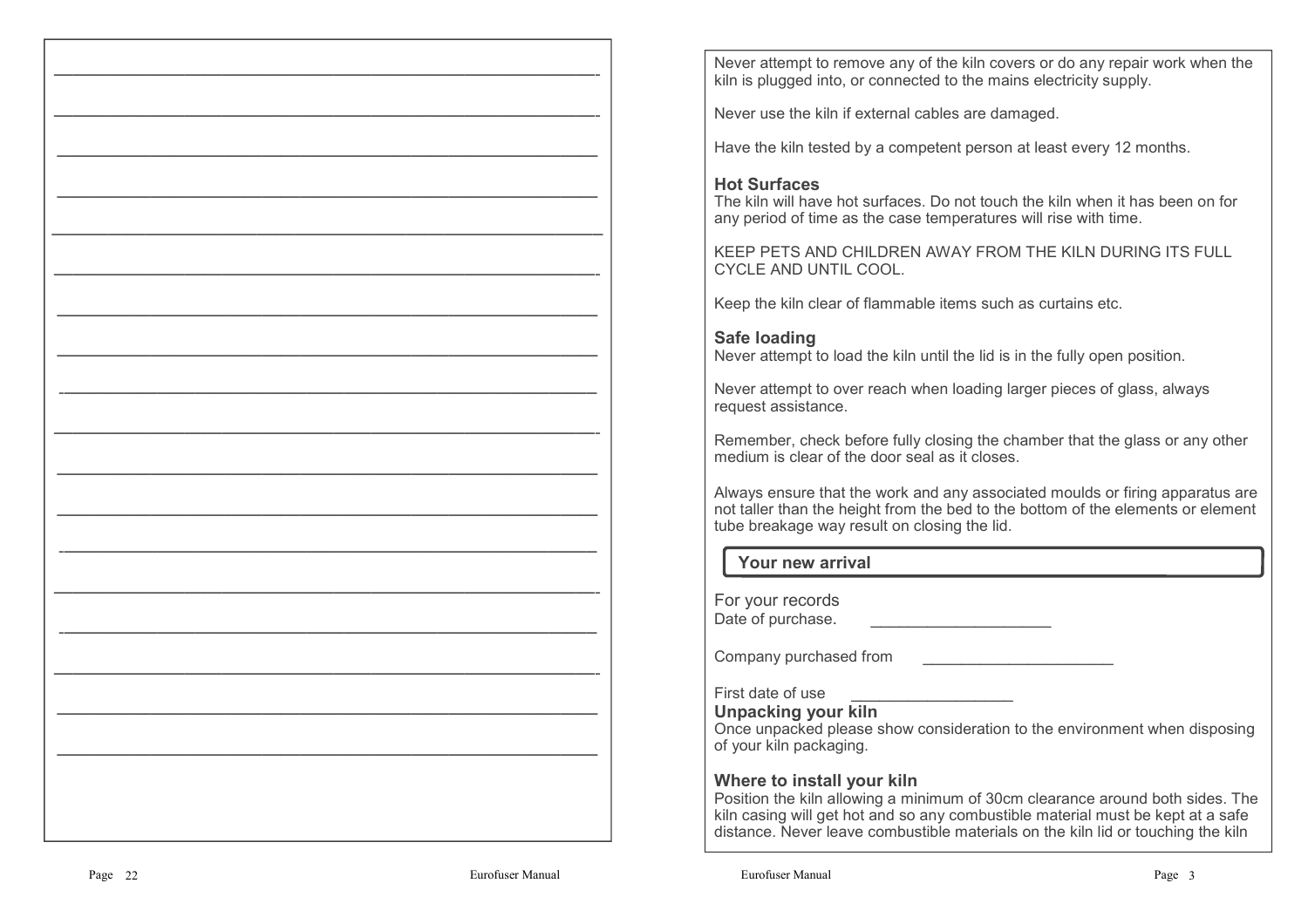Never attempt to remove any of the kiln covers or do any repair work when the kiln is plugged into, or connected to the mains electricity supply.

Never use the kiln if external cables are damaged.

Have the kiln tested by a competent person at least every 12 months.

### Hot Surfaces

The kiln will have hot surfaces. Do not touch the kiln when it has been on for any period of time as the case temperatures will rise with time.

KEEP PETS AND CHILDREN AWAY FROM THE KILN DURING ITS FULL CYCLE AND UNTIL COOL.

Keep the kiln clear of flammable items such as curtains etc.

### Safe loading

Never attempt to load the kiln until the lid is in the fully open position.

Never attempt to over reach when loading larger pieces of glass, always request assistance.

Remember, check before fully closing the chamber that the glass or any other medium is clear of the door seal as it closes.

Always ensure that the work and any associated moulds or firing apparatus are not taller than the height from the bed to the bottom of the elements or element tube breakage way result on closing the lid.

## Your new arrival

For your records

Date of purchase. ____________________

Company purchased from ____________________

First date of use ____________________

### Unpacking your kiln

Once unpacked please show consideration to the environment when disposing of your kiln packaging.

### Where to install your kiln

Position the kiln allowing a minimum of 30cm clearance around both sides. The kiln casing will get hot and so any combustible material must be kept at a safe distance. Never leave combustible materials on the kiln lid or touching the kiln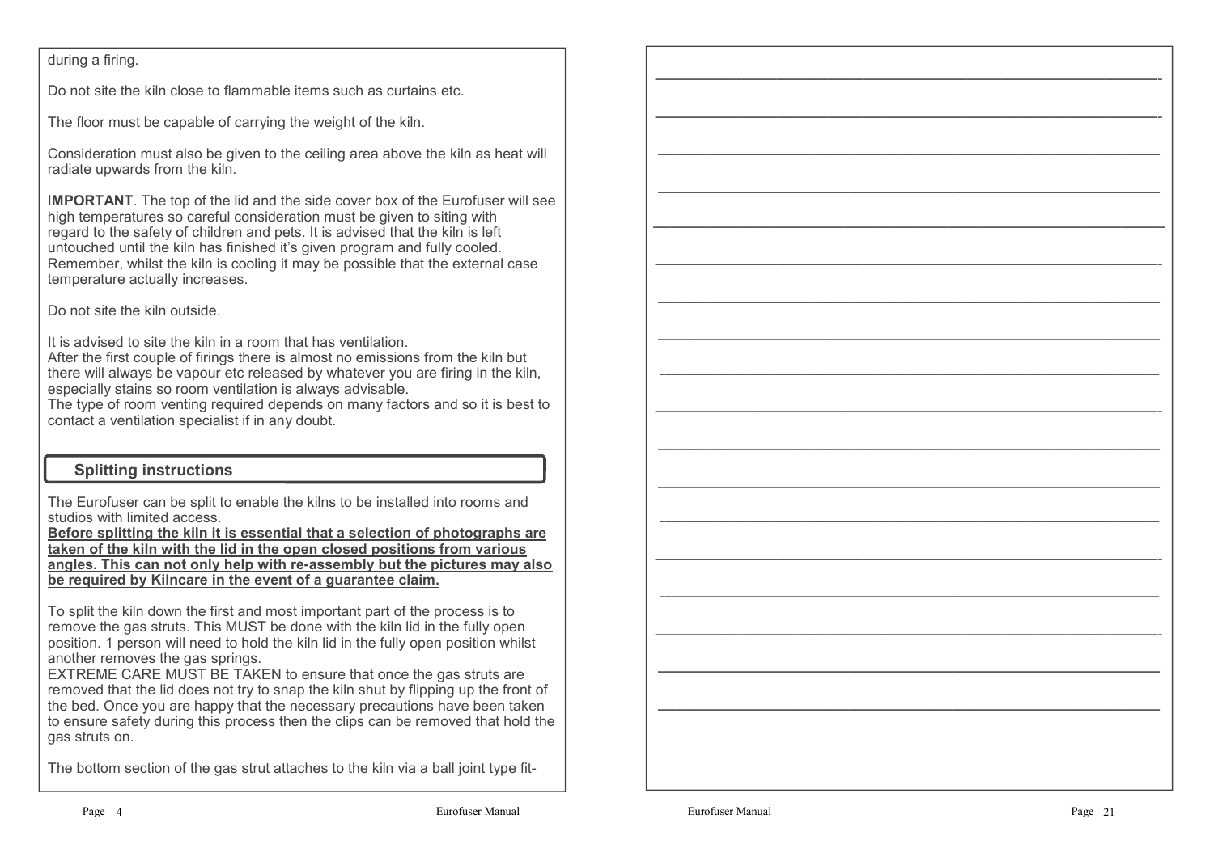during a firing.

Do not site the kiln close to flammable items such as curtains etc.

The floor must be capable of carrying the weight of the kiln.

Consideration must also be given to the ceiling area above the kiln as heat will radiate upwards from the kiln.

I**MPORTANT**. The top of the lid and the side cover box of the Eurofuser will see high temperatures so careful consideration must be given to siting with regard to the safety of children and pets. It is advised that the kiln is left untouched until the kiln has finished it's given program and fully cooled. Remember, whilst the kiln is cooling it may be possible that the external case temperature actually increases.

Do not site the kiln outside.

It is advised to site the kiln in a room that has ventilation.
After the first couple of firings there is almost no emissions from the kiln but there will always be vapour etc released by whatever you are firing in the kiln, especially stains so room ventilation is always advisable.
The type of room venting required depends on many factors and so it is best to contact a ventilation specialist if in any doubt.

## Splitting instructions

The Eurofuser can be split to enable the kilns to be installed into rooms and studios with limited access.
**Before splitting the kiln it is essential that a selection of photographs are taken of the kiln with the lid in the open closed positions from various angles. This can not only help with re-assembly but the pictures may also be required by Kilncare in the event of a guarantee claim.**

To split the kiln down the first and most important part of the process is to remove the gas struts. This MUST be done with the kiln lid in the fully open position. 1 person will need to hold the kiln lid in the fully open position whilst another removes the gas springs.
EXTREME CARE MUST BE TAKEN to ensure that once the gas struts are removed that the lid does not try to snap the kiln shut by flipping up the front of the bed. Once you are happy that the necessary precautions have been taken to ensure safety during this process then the clips can be removed that hold the gas struts on.

The bottom section of the gas strut attaches to the kiln via a ball joint type fit-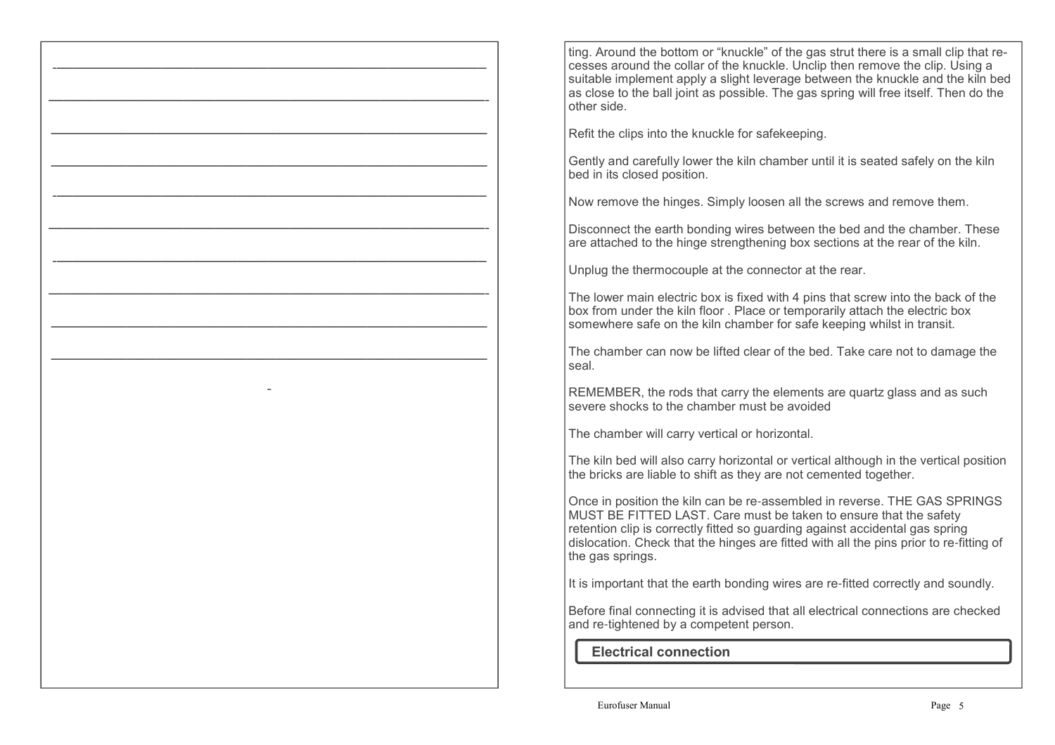ting. Around the bottom or "knuckle" of the gas strut there is a small clip that recesses around the collar of the knuckle. Unclip then remove the clip. Using a suitable implement apply a slight leverage between the knuckle and the kiln bed as close to the ball joint as possible. The gas spring will free itself. Then do the other side.

Refit the clips into the knuckle for safekeeping.

Gently and carefully lower the kiln chamber until it is seated safely on the kiln bed in its closed position.

Now remove the hinges. Simply loosen all the screws and remove them.

Disconnect the earth bonding wires between the bed and the chamber. These are attached to the hinge strengthening box sections at the rear of the kiln.

Unplug the thermocouple at the connector at the rear.

The lower main electric box is fixed with 4 pins that screw into the back of the box from under the kiln floor . Place or temporarily attach the electric box somewhere safe on the kiln chamber for safe keeping whilst in transit.

The chamber can now be lifted clear of the bed. Take care not to damage the seal.

REMEMBER, the rods that carry the elements are quartz glass and as such severe shocks to the chamber must be avoided

The chamber will carry vertical or horizontal.

The kiln bed will also carry horizontal or vertical although in the vertical position the bricks are liable to shift as they are not cemented together.

Once in position the kiln can be re-assembled in reverse. THE GAS SPRINGS MUST BE FITTED LAST. Care must be taken to ensure that the safety retention clip is correctly fitted so guarding against accidental gas spring dislocation. Check that the hinges are fitted with all the pins prior to re-fitting of the gas springs.

It is important that the earth bonding wires are re-fitted correctly and soundly.

Before final connecting it is advised that all electrical connections are checked and re-tightened by a competent person.

## Electrical connection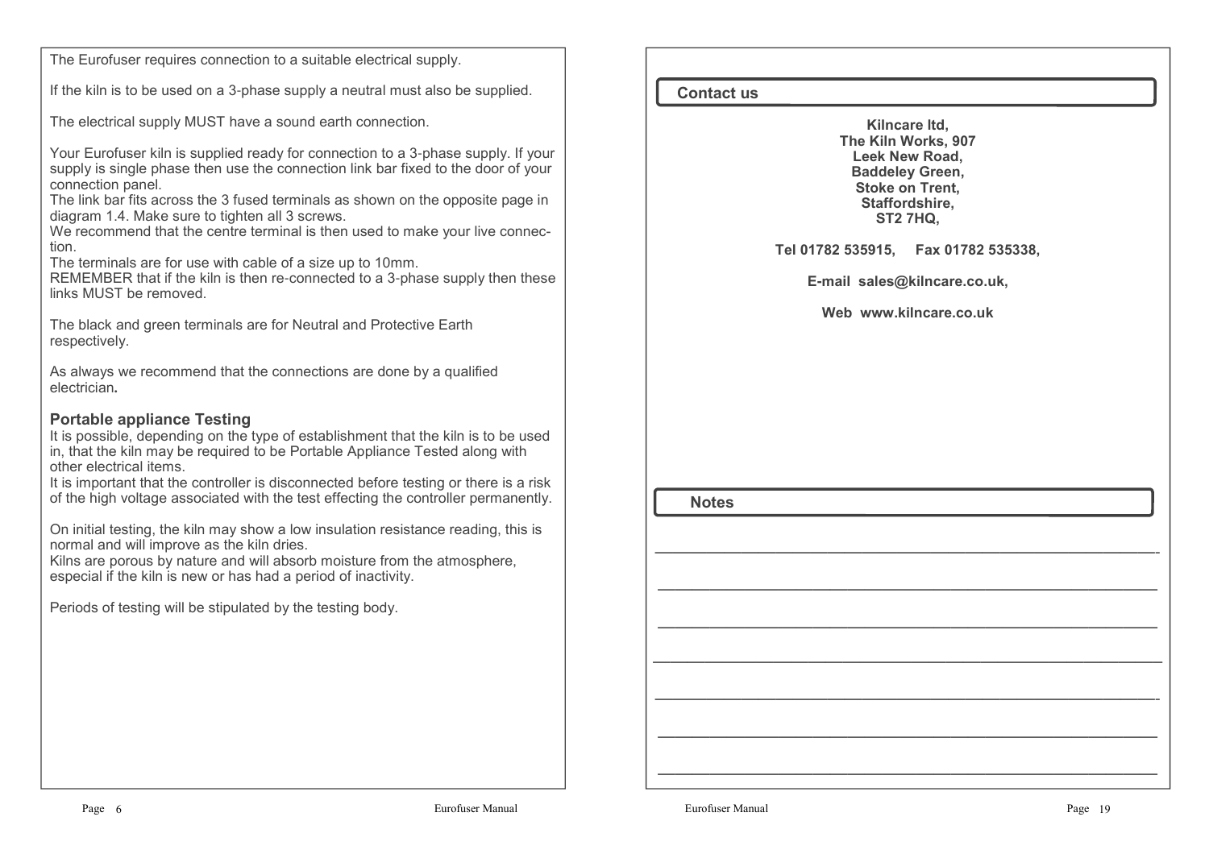The Eurofuser requires connection to a suitable electrical supply.

If the kiln is to be used on a 3-phase supply a neutral must also be supplied.

The electrical supply MUST have a sound earth connection.

Your Eurofuser kiln is supplied ready for connection to a 3-phase supply. If your supply is single phase then use the connection link bar fixed to the door of your connection panel.
The link bar fits across the 3 fused terminals as shown on the opposite page in diagram 1.4. Make sure to tighten all 3 screws.
We recommend that the centre terminal is then used to make your live connection.
The terminals are for use with cable of a size up to 10mm.
REMEMBER that if the kiln is then re-connected to a 3-phase supply then these links MUST be removed.

The black and green terminals are for Neutral and Protective Earth respectively.

As always we recommend that the connections are done by a qualified electrician**.**

## Portable appliance Testing

It is possible, depending on the type of establishment that the kiln is to be used in, that the kiln may be required to be Portable Appliance Tested along with other electrical items.
It is important that the controller is disconnected before testing or there is a risk of the high voltage associated with the test effecting the controller permanently.

On initial testing, the kiln may show a low insulation resistance reading, this is normal and will improve as the kiln dries.
Kilns are porous by nature and will absorb moisture from the atmosphere, especial if the kiln is new or has had a period of inactivity.

Periods of testing will be stipulated by the testing body.

## Contact us

**Kilncare ltd,**
**The Kiln Works, 907**
**Leek New Road,**
**Baddeley Green,**
**Stoke on Trent,**
**Staffordshire,**
**ST2 7HQ,**

**Tel 01782 535915, Fax 01782 535338,**

**E-mail sales@kilncare.co.uk,**

**Web www.kilncare.co.uk**

## Notes

______________________________________________________________

______________________________________________________________

______________________________________________________________

______________________________________________________________

______________________________________________________________

______________________________________________________________

______________________________________________________________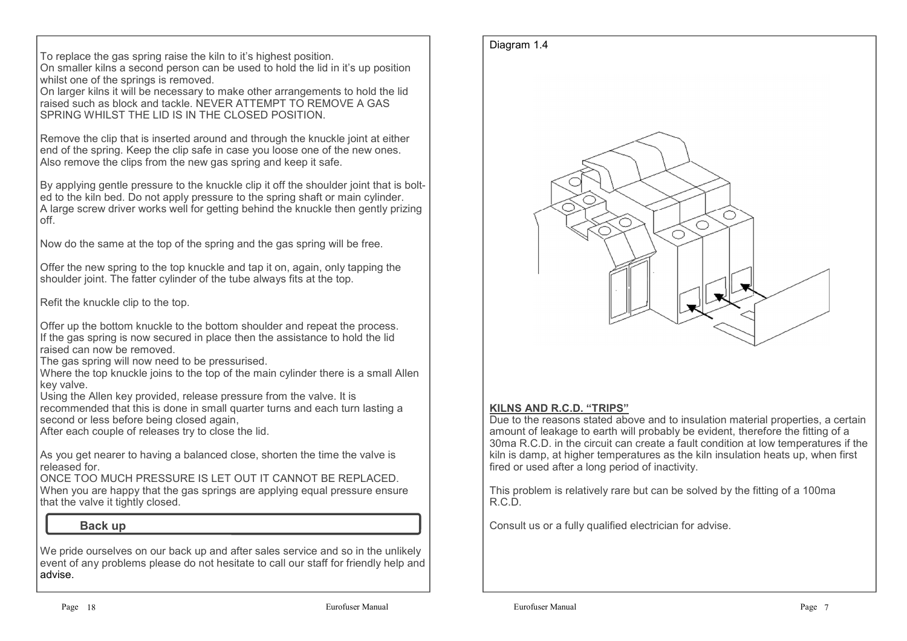To replace the gas spring raise the kiln to it's highest position.
On smaller kilns a second person can be used to hold the lid in it's up position whilst one of the springs is removed.
On larger kilns it will be necessary to make other arrangements to hold the lid raised such as block and tackle. NEVER ATTEMPT TO REMOVE A GAS SPRING WHILST THE LID IS IN THE CLOSED POSITION.

Remove the clip that is inserted around and through the knuckle joint at either end of the spring. Keep the clip safe in case you loose one of the new ones. Also remove the clips from the new gas spring and keep it safe.

By applying gentle pressure to the knuckle clip it off the shoulder joint that is bolted to the kiln bed. Do not apply pressure to the spring shaft or main cylinder. A large screw driver works well for getting behind the knuckle then gently prizing off.

Now do the same at the top of the spring and the gas spring will be free.

Offer the new spring to the top knuckle and tap it on, again, only tapping the shoulder joint. The fatter cylinder of the tube always fits at the top.

Refit the knuckle clip to the top.

Offer up the bottom knuckle to the bottom shoulder and repeat the process.
If the gas spring is now secured in place then the assistance to hold the lid raised can now be removed.
The gas spring will now need to be pressurised.
Where the top knuckle joins to the top of the main cylinder there is a small Allen key valve.
Using the Allen key provided, release pressure from the valve. It is recommended that this is done in small quarter turns and each turn lasting a second or less before being closed again,
After each couple of releases try to close the lid.

As you get nearer to having a balanced close, shorten the time the valve is released for.
ONCE TOO MUCH PRESSURE IS LET OUT IT CANNOT BE REPLACED.
When you are happy that the gas springs are applying equal pressure ensure that the valve it tightly closed.

## Back up

We pride ourselves on our back up and after sales service and so in the unlikely event of any problems please do not hesitate to call our staff for friendly help and advise.

Diagram 1.4

**KILNS AND R.C.D. "TRIPS"**

Due to the reasons stated above and to insulation material properties, a certain amount of leakage to earth will probably be evident, therefore the fitting of a 30ma R.C.D. in the circuit can create a fault condition at low temperatures if the kiln is damp, at higher temperatures as the kiln insulation heats up, when first fired or used after a long period of inactivity.

This problem is relatively rare but can be solved by the fitting of a 100ma R.C.D.

Consult us or a fully qualified electrician for advise.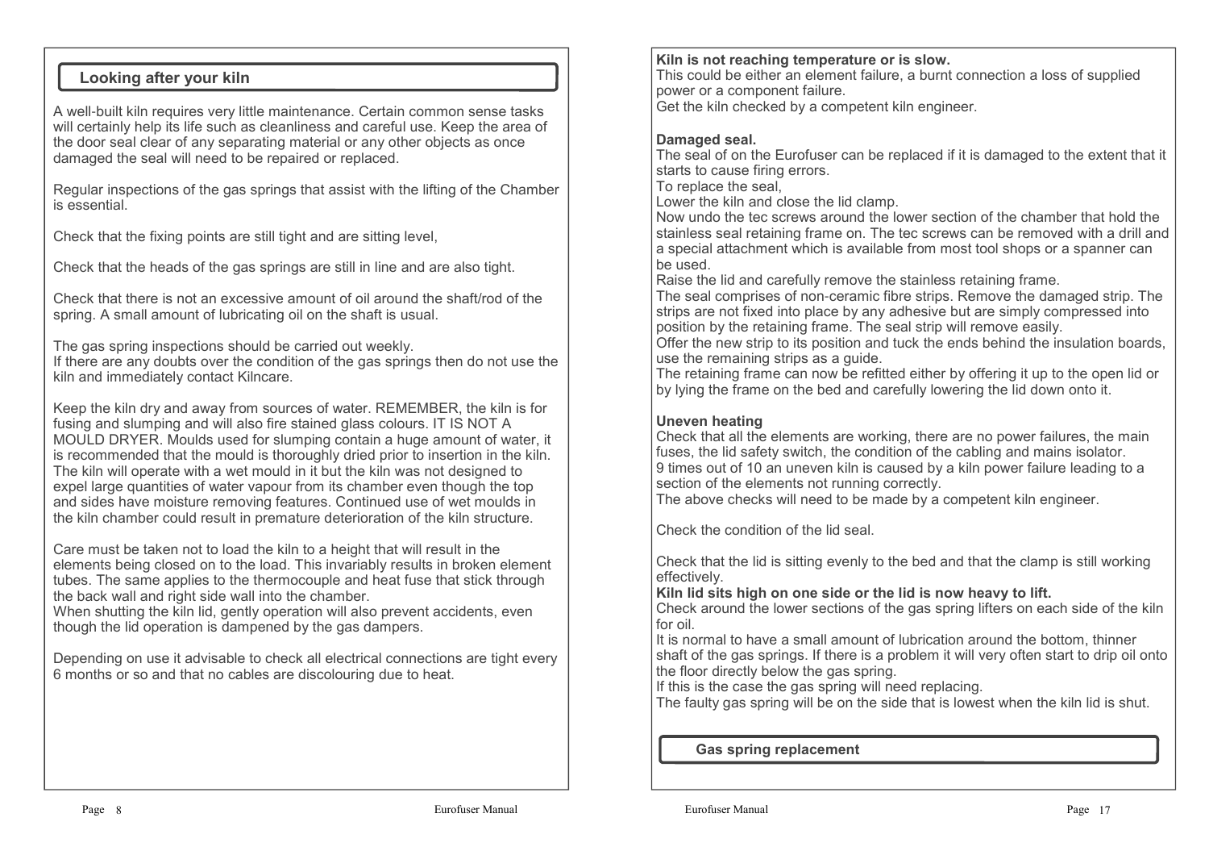## Looking after your kiln

A well-built kiln requires very little maintenance. Certain common sense tasks will certainly help its life such as cleanliness and careful use. Keep the area of the door seal clear of any separating material or any other objects as once damaged the seal will need to be repaired or replaced.

Regular inspections of the gas springs that assist with the lifting of the Chamber is essential.

Check that the fixing points are still tight and are sitting level,

Check that the heads of the gas springs are still in line and are also tight.

Check that there is not an excessive amount of oil around the shaft/rod of the spring. A small amount of lubricating oil on the shaft is usual.

The gas spring inspections should be carried out weekly.
If there are any doubts over the condition of the gas springs then do not use the kiln and immediately contact Kilncare.

Keep the kiln dry and away from sources of water. REMEMBER, the kiln is for fusing and slumping and will also fire stained glass colours. IT IS NOT A MOULD DRYER. Moulds used for slumping contain a huge amount of water, it is recommended that the mould is thoroughly dried prior to insertion in the kiln. The kiln will operate with a wet mould in it but the kiln was not designed to expel large quantities of water vapour from its chamber even though the top and sides have moisture removing features. Continued use of wet moulds in the kiln chamber could result in premature deterioration of the kiln structure.

Care must be taken not to load the kiln to a height that will result in the elements being closed on to the load. This invariably results in broken element tubes. The same applies to the thermocouple and heat fuse that stick through the back wall and right side wall into the chamber.
When shutting the kiln lid, gently operation will also prevent accidents, even though the lid operation is dampened by the gas dampers.

Depending on use it advisable to check all electrical connections are tight every 6 months or so and that no cables are discolouring due to heat.

**Kiln is not reaching temperature or is slow.**
This could be either an element failure, a burnt connection a loss of supplied power or a component failure.
Get the kiln checked by a competent kiln engineer.

**Damaged seal.**
The seal of on the Eurofuser can be replaced if it is damaged to the extent that it starts to cause firing errors.
To replace the seal,
Lower the kiln and close the lid clamp.
Now undo the tec screws around the lower section of the chamber that hold the stainless seal retaining frame on. The tec screws can be removed with a drill and a special attachment which is available from most tool shops or a spanner can be used.
Raise the lid and carefully remove the stainless retaining frame.
The seal comprises of non-ceramic fibre strips. Remove the damaged strip. The strips are not fixed into place by any adhesive but are simply compressed into position by the retaining frame. The seal strip will remove easily.
Offer the new strip to its position and tuck the ends behind the insulation boards, use the remaining strips as a guide.
The retaining frame can now be refitted either by offering it up to the open lid or by lying the frame on the bed and carefully lowering the lid down onto it.

**Uneven heating**
Check that all the elements are working, there are no power failures, the main fuses, the lid safety switch, the condition of the cabling and mains isolator.
9 times out of 10 an uneven kiln is caused by a kiln power failure leading to a section of the elements not running correctly.
The above checks will need to be made by a competent kiln engineer.

Check the condition of the lid seal.

Check that the lid is sitting evenly to the bed and that the clamp is still working effectively.
**Kiln lid sits high on one side or the lid is now heavy to lift.**
Check around the lower sections of the gas spring lifters on each side of the kiln for oil.
It is normal to have a small amount of lubrication around the bottom, thinner shaft of the gas springs. If there is a problem it will very often start to drip oil onto the floor directly below the gas spring.
If this is the case the gas spring will need replacing.
The faulty gas spring will be on the side that is lowest when the kiln lid is shut.

## Gas spring replacement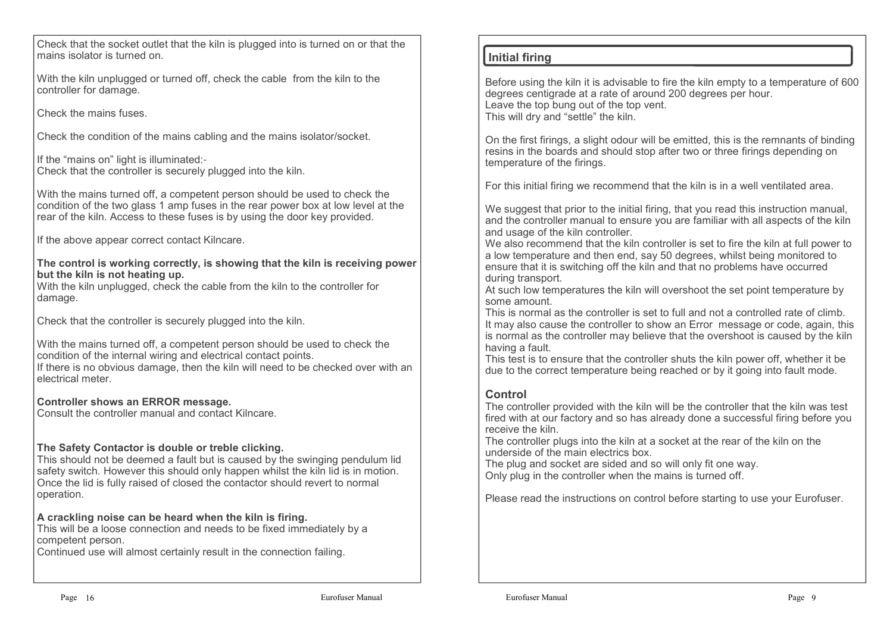Check that the socket outlet that the kiln is plugged into is turned on or that the mains isolator is turned on.

With the kiln unplugged or turned off, check the cable from the kiln to the controller for damage.

Check the mains fuses.

Check the condition of the mains cabling and the mains isolator/socket.

If the “mains on” light is illuminated:-
Check that the controller is securely plugged into the kiln.

With the mains turned off, a competent person should be used to check the condition of the two glass 1 amp fuses in the rear power box at low level at the rear of the kiln. Access to these fuses is by using the door key provided.

If the above appear correct contact Kilncare.

**The control is working correctly, is showing that the kiln is receiving power but the kiln is not heating up.**
With the kiln unplugged, check the cable from the kiln to the controller for damage.

Check that the controller is securely plugged into the kiln.

With the mains turned off, a competent person should be used to check the condition of the internal wiring and electrical contact points.
If there is no obvious damage, then the kiln will need to be checked over with an electrical meter.

**Controller shows an ERROR message.**
Consult the controller manual and contact Kilncare.

**The Safety Contactor is double or treble clicking.**
This should not be deemed a fault but is caused by the swinging pendulum lid safety switch. However this should only happen whilst the kiln lid is in motion. Once the lid is fully raised of closed the contactor should revert to normal operation.

**A crackling noise can be heard when the kiln is firing.**
This will be a loose connection and needs to be fixed immediately by a competent person.
Continued use will almost certainly result in the connection failing.

## Initial firing

Before using the kiln it is advisable to fire the kiln empty to a temperature of 600 degrees centigrade at a rate of around 200 degrees per hour.
Leave the top bung out of the top vent.
This will dry and “settle” the kiln.

On the first firings, a slight odour will be emitted, this is the remnants of binding resins in the boards and should stop after two or three firings depending on temperature of the firings.

For this initial firing we recommend that the kiln is in a well ventilated area.

We suggest that prior to the initial firing, that you read this instruction manual, and the controller manual to ensure you are familiar with all aspects of the kiln and usage of the kiln controller.
We also recommend that the kiln controller is set to fire the kiln at full power to a low temperature and then end, say 50 degrees, whilst being monitored to ensure that it is switching off the kiln and that no problems have occurred during transport.
At such low temperatures the kiln will overshoot the set point temperature by some amount.
This is normal as the controller is set to full and not a controlled rate of climb.
It may also cause the controller to show an Error message or code, again, this is normal as the controller may believe that the overshoot is caused by the kiln having a fault.
This test is to ensure that the controller shuts the kiln power off, whether it be due to the correct temperature being reached or by it going into fault mode.

### Control

The controller provided with the kiln will be the controller that the kiln was test fired with at our factory and so has already done a successful firing before you receive the kiln.
The controller plugs into the kiln at a socket at the rear of the kiln on the underside of the main electrics box.
The plug and socket are sided and so will only fit one way.
Only plug in the controller when the mains is turned off.

Please read the instructions on control before starting to use your Eurofuser.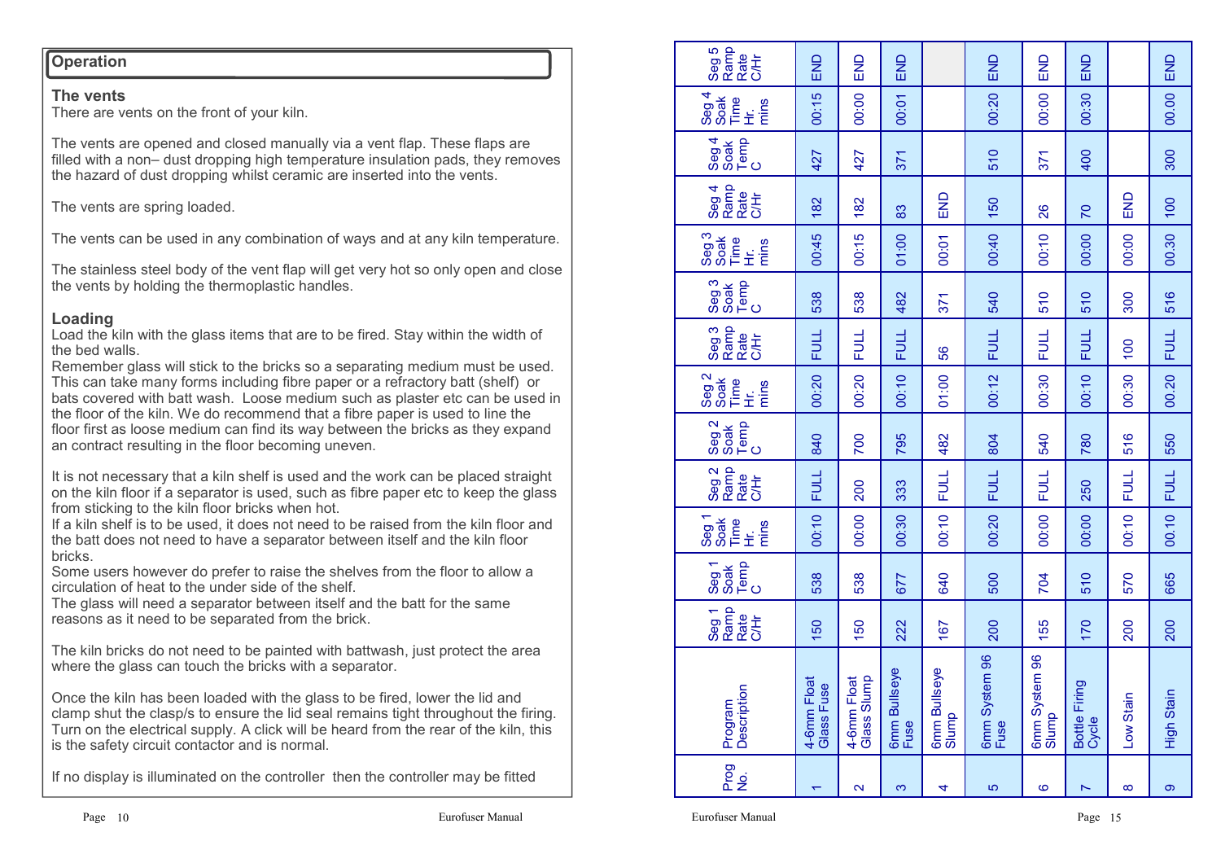## Operation

### The vents

There are vents on the front of your kiln.

The vents are opened and closed manually via a vent flap. These flaps are filled with a non– dust dropping high temperature insulation pads, they removes the hazard of dust dropping whilst ceramic are inserted into the vents.

The vents are spring loaded.

The vents can be used in any combination of ways and at any kiln temperature.

The stainless steel body of the vent flap will get very hot so only open and close the vents by holding the thermoplastic handles.

### Loading

Load the kiln with the glass items that are to be fired. Stay within the width of the bed walls.
Remember glass will stick to the bricks so a separating medium must be used. This can take many forms including fibre paper or a refractory batt (shelf) or bats covered with batt wash. Loose medium such as plaster etc can be used in the floor of the kiln. We do recommend that a fibre paper is used to line the floor first as loose medium can find its way between the bricks as they expand an contract resulting in the floor becoming uneven.

It is not necessary that a kiln shelf is used and the work can be placed straight on the kiln floor if a separator is used, such as fibre paper etc to keep the glass from sticking to the kiln floor bricks when hot.
If a kiln shelf is to be used, it does not need to be raised from the kiln floor and the batt does not need to have a separator between itself and the kiln floor bricks.
Some users however do prefer to raise the shelves from the floor to allow a circulation of heat to the under side of the shelf.
The glass will need a separator between itself and the batt for the same reasons as it need to be separated from the brick.

The kiln bricks do not need to be painted with battwash, just protect the area where the glass can touch the bricks with a separator.

Once the kiln has been loaded with the glass to be fired, lower the lid and clamp shut the clasp/s to ensure the lid seal remains tight throughout the firing. Turn on the electrical supply. A click will be heard from the rear of the kiln, this is the safety circuit contactor and is normal.

If no display is illuminated on the controller then the controller may be fitted

| Prog No. | Program Description | Seg 1 Ramp Rate C/Hr | Seg 1 Soak Temp C | Seg 1 Soak Time Hr. mins | Seg 2 Ramp Rate C/Hr | Seg 2 Soak Temp C | Seg 2 Soak Time Hr. mins | Seg 3 Ramp Rate C/Hr | Seg 3 Soak Temp C | Seg 3 Soak Time Hr. mins | Seg 4 Ramp Rate C/Hr | Seg 4 Soak Temp C | Seg 4 Soak Time Hr. mins | Seg 5 Ramp Rate C/Hr |
|---|---|---|---|---|---|---|---|---|---|---|---|---|---|---|
| 1 | 4-6mm Float Glass Fuse | 150 | 538 | 00:10 | FULL | 840 | 00:20 | FULL | 538 | 00:45 | 182 | 427 | 00:15 | END |
| 2 | 4-6mm Float Glass Slump | 150 | 538 | 00:00 | 200 | 700 | 00:20 | FULL | 538 | 00:15 | 182 | 427 | 00:00 | END |
| 3 | 6mm Bullseye Fuse | 222 | 677 | 00:30 | 333 | 795 | 00:10 | FULL | 482 | 01:00 | 83 | 371 | 00:01 | END |
| 4 | 6mm Bullseye Slump | 167 | 640 | 00:10 | FULL | 482 | 01:00 | 56 | 371 | 00:01 | END | | | |
| 5 | 6mm System 96 Fuse | 200 | 500 | 00:20 | FULL | 804 | 00:12 | FULL | 540 | 00:40 | 150 | 510 | 00:20 | END |
| 6 | 6mm System 96 Slump | 155 | 704 | 00:00 | FULL | 540 | 00:30 | FULL | 510 | 00:10 | 26 | 371 | 00:00 | END |
| 7 | Bottle Firing Cycle | 170 | 510 | 00:00 | 250 | 780 | 00:10 | FULL | 510 | 00:00 | 70 | 400 | 00:30 | END |
| 8 | Low Stain | 200 | 570 | 00:10 | FULL | 516 | 00:30 | 100 | 300 | 00:00 | END | | | |
| 9 | High Stain | 200 | 665 | 00.10 | FULL | 550 | 00.20 | FULL | 516 | 00.30 | 100 | 300 | 00.00 | END |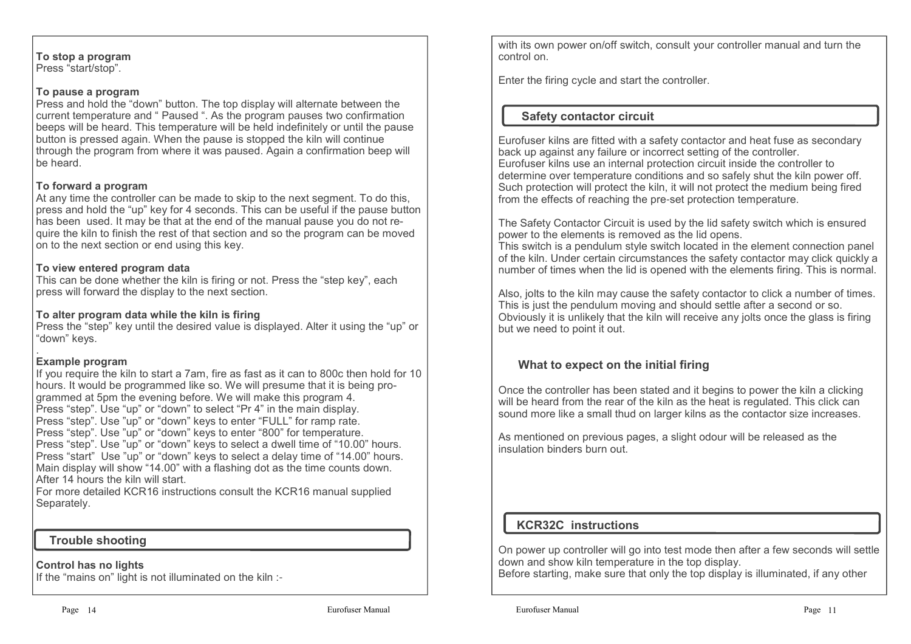**To stop a program**
Press "start/stop".

**To pause a program**
Press and hold the "down" button. The top display will alternate between the current temperature and " Paused ". As the program pauses two confirmation beeps will be heard. This temperature will be held indefinitely or until the pause button is pressed again. When the pause is stopped the kiln will continue through the program from where it was paused. Again a confirmation beep will be heard.

**To forward a program**
At any time the controller can be made to skip to the next segment. To do this, press and hold the "up" key for 4 seconds. This can be useful if the pause button has been used. It may be that at the end of the manual pause you do not require the kiln to finish the rest of that section and so the program can be moved on to the next section or end using this key.

**To view entered program data**
This can be done whether the kiln is firing or not. Press the "step key", each press will forward the display to the next section.

**To alter program data while the kiln is firing**
Press the "step" key until the desired value is displayed. Alter it using the "up" or "down" keys.

.

**Example program**
If you require the kiln to start a 7am, fire as fast as it can to 800c then hold for 10 hours. It would be programmed like so. We will presume that it is being programmed at 5pm the evening before. We will make this program 4.
Press "step". Use "up" or "down" to select "Pr 4" in the main display.
Press "step". Use "up" or "down" keys to enter "FULL" for ramp rate.
Press "step". Use "up" or "down" keys to enter "800" for temperature.
Press "step". Use "up" or "down" keys to select a dwell time of "10.00" hours.
Press "start" Use "up" or "down" keys to select a delay time of "14.00" hours.
Main display will show "14.00" with a flashing dot as the time counts down.
After 14 hours the kiln will start.
For more detailed KCR16 instructions consult the KCR16 manual supplied Separately.

## Trouble shooting

**Control has no lights**
If the "mains on" light is not illuminated on the kiln :-

with its own power on/off switch, consult your controller manual and turn the control on.

Enter the firing cycle and start the controller.

## Safety contactor circuit

Eurofuser kilns are fitted with a safety contactor and heat fuse as secondary back up against any failure or incorrect setting of the controller.
Eurofuser kilns use an internal protection circuit inside the controller to determine over temperature conditions and so safely shut the kiln power off. Such protection will protect the kiln, it will not protect the medium being fired from the effects of reaching the pre-set protection temperature.

The Safety Contactor Circuit is used by the lid safety switch which is ensured power to the elements is removed as the lid opens.
This switch is a pendulum style switch located in the element connection panel of the kiln. Under certain circumstances the safety contactor may click quickly a number of times when the lid is opened with the elements firing. This is normal.

Also, jolts to the kiln may cause the safety contactor to click a number of times. This is just the pendulum moving and should settle after a second or so. Obviously it is unlikely that the kiln will receive any jolts once the glass is firing but we need to point it out.

## What to expect on the initial firing

Once the controller has been stated and it begins to power the kiln a clicking will be heard from the rear of the kiln as the heat is regulated. This click can sound more like a small thud on larger kilns as the contactor size increases.

As mentioned on previous pages, a slight odour will be released as the insulation binders burn out.

## KCR32C instructions

On power up controller will go into test mode then after a few seconds will settle down and show kiln temperature in the top display.
Before starting, make sure that only the top display is illuminated, if any other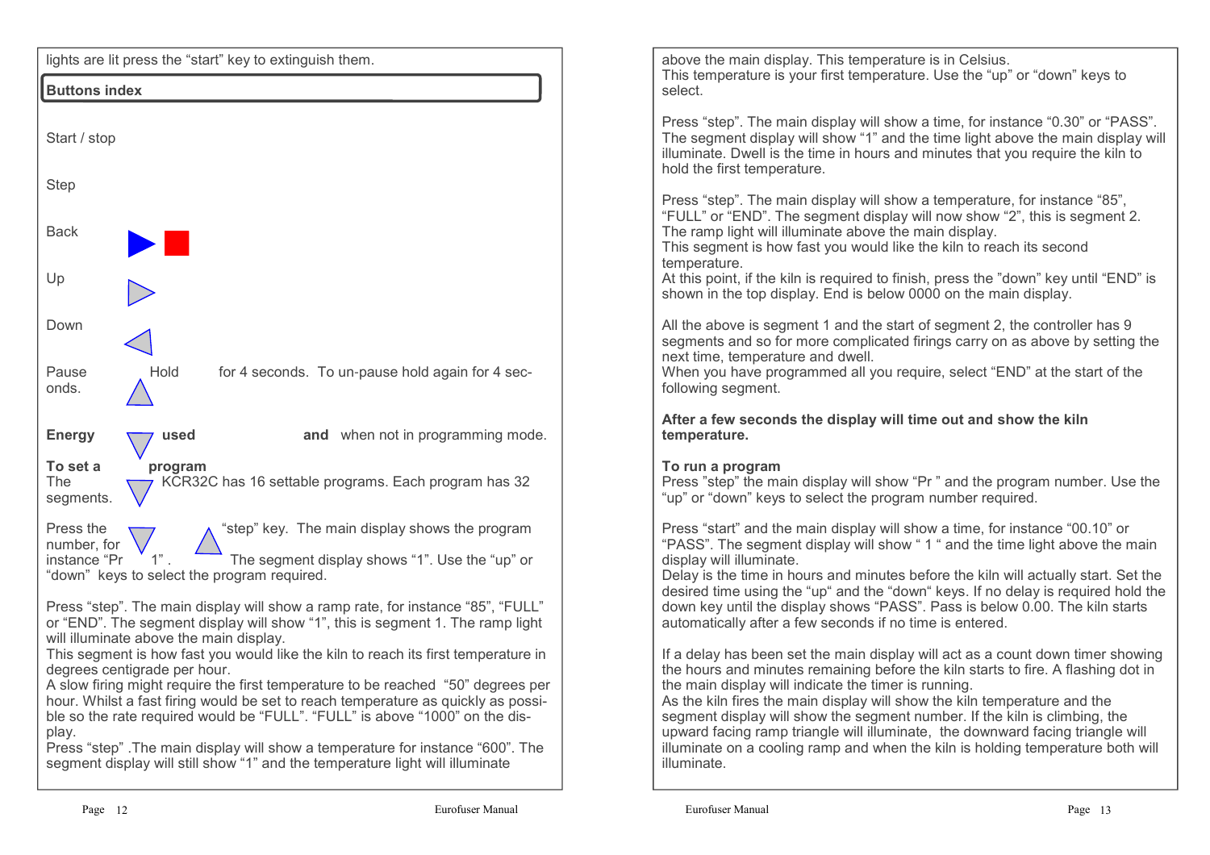lights are lit press the "start" key to extinguish them.

**Buttons index**

Start / stop

Step

Back

Up

Down

Pause Hold for 4 seconds. To un-pause hold again for 4 seconds.

**Energy used and** when not in programming mode.

**To set a program**

The KCR32C has 16 settable programs. Each program has 32 segments.

Press the "step" key. The main display shows the program number, for instance "Pr 1". The segment display shows "1". Use the "up" or "down" keys to select the program required.

Press "step". The main display will show a ramp rate, for instance "85", "FULL" or "END". The segment display will show "1", this is segment 1. The ramp light will illuminate above the main display.
This segment is how fast you would like the kiln to reach its first temperature in degrees centigrade per hour.
A slow firing might require the first temperature to be reached "50" degrees per hour. Whilst a fast firing would be set to reach temperature as quickly as possible so the rate required would be "FULL". "FULL" is above "1000" on the display.
Press "step" .The main display will show a temperature for instance "600". The segment display will still show "1" and the temperature light will illuminate above the main display. This temperature is in Celsius.
This temperature is your first temperature. Use the "up" or "down" keys to select.

Press "step". The main display will show a time, for instance "0.30" or "PASS". The segment display will show "1" and the time light above the main display will illuminate. Dwell is the time in hours and minutes that you require the kiln to hold the first temperature.

Press "step". The main display will show a temperature, for instance "85", "FULL" or "END". The segment display will now show "2", this is segment 2. The ramp light will illuminate above the main display.
This segment is how fast you would like the kiln to reach its second temperature.
At this point, if the kiln is required to finish, press the "down" key until "END" is shown in the top display. End is below 0000 on the main display.

All the above is segment 1 and the start of segment 2, the controller has 9 segments and so for more complicated firings carry on as above by setting the next time, temperature and dwell.
When you have programmed all you require, select "END" at the start of the following segment.

**After a few seconds the display will time out and show the kiln temperature.**

**To run a program**

Press "step" the main display will show "Pr " and the program number. Use the "up" or "down" keys to select the program number required.

Press "start" and the main display will show a time, for instance "00.10" or "PASS". The segment display will show " 1 " and the time light above the main display will illuminate.
Delay is the time in hours and minutes before the kiln will actually start. Set the desired time using the "up" and the "down" keys. If no delay is required hold the down key until the display shows "PASS". Pass is below 0.00. The kiln starts automatically after a few seconds if no time is entered.

If a delay has been set the main display will act as a count down timer showing the hours and minutes remaining before the kiln starts to fire. A flashing dot in the main display will indicate the timer is running.
As the kiln fires the main display will show the kiln temperature and the segment display will show the segment number. If the kiln is climbing, the upward facing ramp triangle will illuminate, the downward facing triangle will illuminate on a cooling ramp and when the kiln is holding temperature both will illuminate.